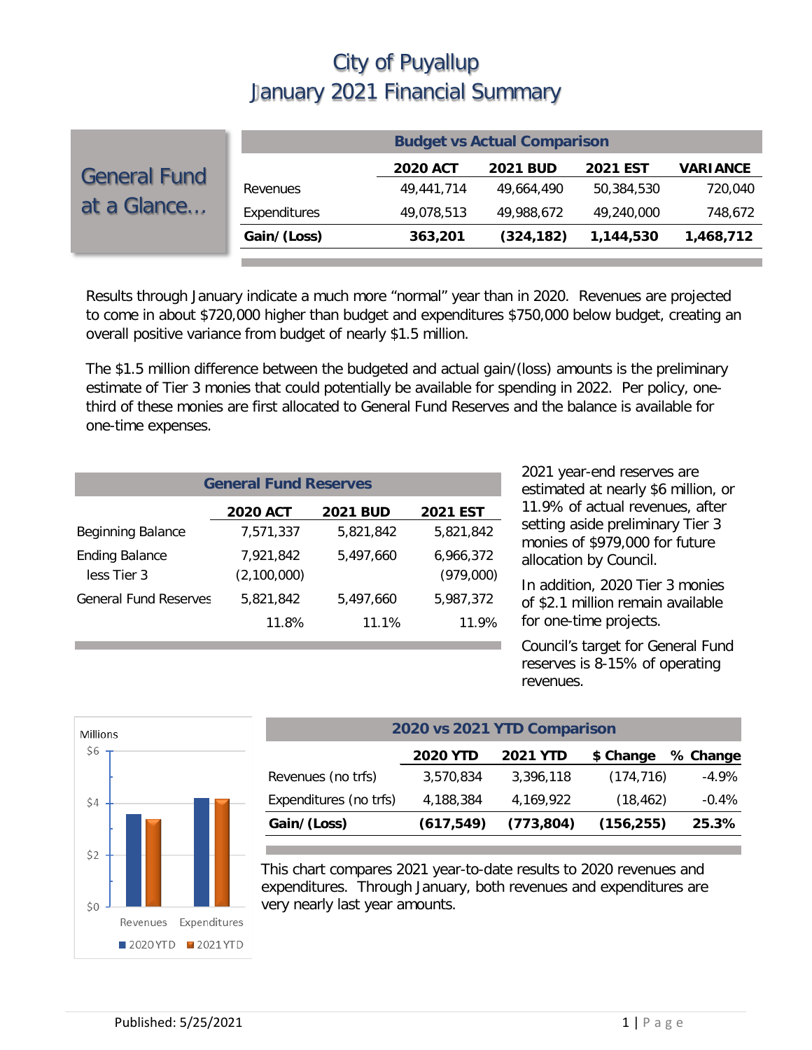# City of Puyallup
# January 2021 Financial Summary

## General Fund at a Glance…

| Budget vs Actual Comparison | 2020 ACT | 2021 BUD | 2021 EST | VARIANCE |
|---|---|---|---|---|
| Revenues | 49,441,714 | 49,664,490 | 50,384,530 | 720,040 |
| Expenditures | 49,078,513 | 49,988,672 | 49,240,000 | 748,672 |
| **Gain/(Loss)** | **363,201** | **(324,182)** | **1,144,530** | **1,468,712** |

Results through January indicate a much more "normal" year than in 2020. Revenues are projected to come in about $720,000 higher than budget and expenditures $750,000 below budget, creating an overall positive variance from budget of nearly $1.5 million.

The $1.5 million difference between the budgeted and actual gain/(loss) amounts is the preliminary estimate of Tier 3 monies that could potentially be available for spending in 2022. Per policy, one-third of these monies are first allocated to General Fund Reserves and the balance is available for one-time expenses.

| General Fund Reserves | 2020 ACT | 2021 BUD | 2021 EST |
|---|---|---|---|
| Beginning Balance | 7,571,337 | 5,821,842 | 5,821,842 |
| Ending Balance | 7,921,842 | 5,497,660 | 6,966,372 |
| less Tier 3 | (2,100,000) | | (979,000) |
| General Fund Reserves | 5,821,842 | 5,497,660 | 5,987,372 |
| | 11.8% | 11.1% | 11.9% |

2021 year-end reserves are estimated at nearly $6 million, or 11.9% of actual revenues, after setting aside preliminary Tier 3 monies of $979,000 for future allocation by Council.

In addition, 2020 Tier 3 monies of $2.1 million remain available for one-time projects.

Council's target for General Fund reserves is 8-15% of operating revenues.

| 2020 vs 2021 YTD Comparison | 2020 YTD | 2021 YTD | $ Change | % Change |
|---|---|---|---|---|
| Revenues (no trfs) | 3,570,834 | 3,396,118 | (174,716) | -4.9% |
| Expenditures (no trfs) | 4,188,384 | 4,169,922 | (18,462) | -0.4% |
| **Gain/(Loss)** | **(617,549)** | **(773,804)** | **(156,255)** | **25.3%** |

This chart compares 2021 year-to-date results to 2020 revenues and expenditures. Through January, both revenues and expenditures are very nearly last year amounts.

Published: 5/25/2021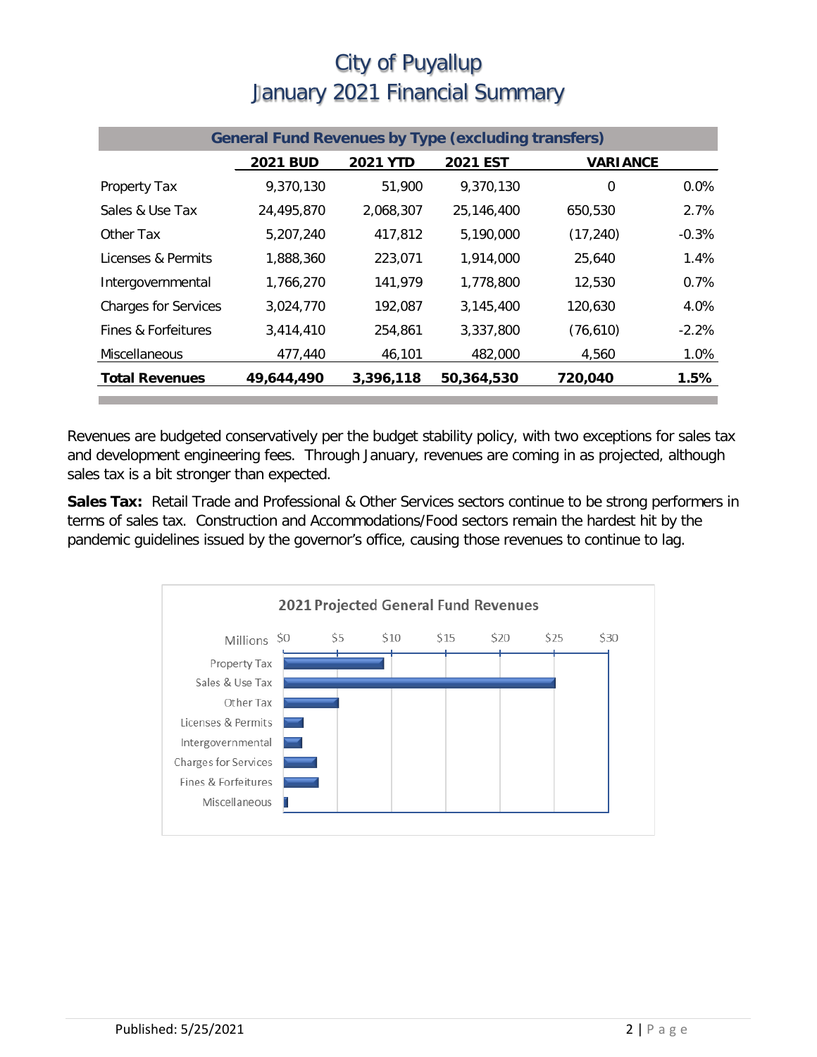# City of Puyallup
# January 2021 Financial Summary

| General Fund Revenues by Type (excluding transfers) | | | | | |
|---|---|---|---|---|---|
| | 2021 BUD | 2021 YTD | 2021 EST | VARIANCE | |
| Property Tax | 9,370,130 | 51,900 | 9,370,130 | 0 | 0.0% |
| Sales & Use Tax | 24,495,870 | 2,068,307 | 25,146,400 | 650,530 | 2.7% |
| Other Tax | 5,207,240 | 417,812 | 5,190,000 | (17,240) | -0.3% |
| Licenses & Permits | 1,888,360 | 223,071 | 1,914,000 | 25,640 | 1.4% |
| Intergovernmental | 1,766,270 | 141,979 | 1,778,800 | 12,530 | 0.7% |
| Charges for Services | 3,024,770 | 192,087 | 3,145,400 | 120,630 | 4.0% |
| Fines & Forfeitures | 3,414,410 | 254,861 | 3,337,800 | (76,610) | -2.2% |
| Miscellaneous | 477,440 | 46,101 | 482,000 | 4,560 | 1.0% |
| **Total Revenues** | **49,644,490** | **3,396,118** | **50,364,530** | **720,040** | **1.5%** |

Revenues are budgeted conservatively per the budget stability policy, with two exceptions for sales tax and development engineering fees. Through January, revenues are coming in as projected, although sales tax is a bit stronger than expected.

**Sales Tax:** Retail Trade and Professional & Other Services sectors continue to be strong performers in terms of sales tax. Construction and Accommodations/Food sectors remain the hardest hit by the pandemic guidelines issued by the governor's office, causing those revenues to continue to lag.

**2021 Projected General Fund Revenues**

| Category (Millions) | Projected |
|---|---|
| Property Tax | ~$9.4 |
| Sales & Use Tax | ~$25.1 |
| Other Tax | ~$5.2 |
| Licenses & Permits | ~$1.9 |
| Intergovernmental | ~$1.8 |
| Charges for Services | ~$3.1 |
| Fines & Forfeitures | ~$3.3 |
| Miscellaneous | ~$0.5 |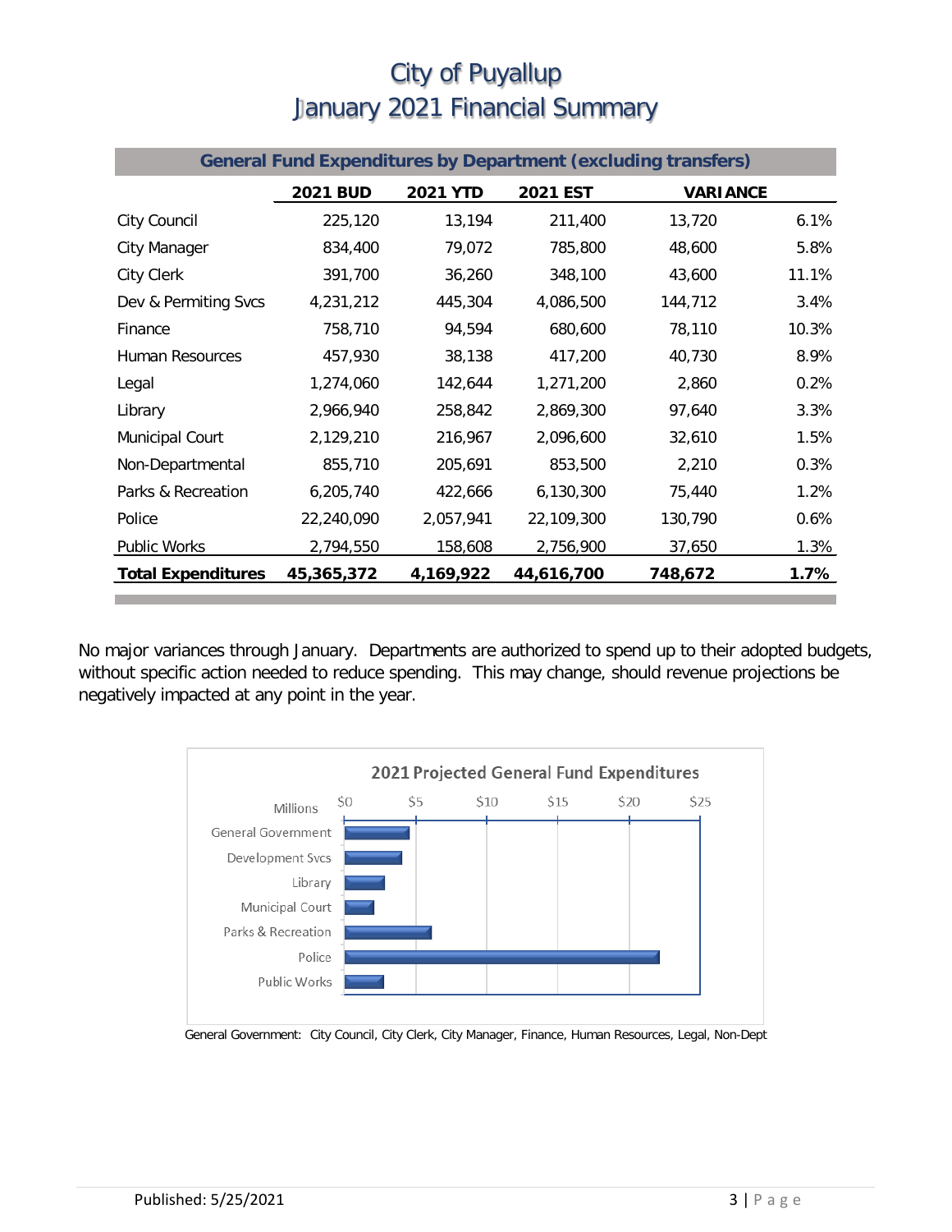# City of Puyallup
# January 2021 Financial Summary

| General Fund Expenditures by Department (excluding transfers) | | | | | |
|---|---|---|---|---|---|
| | **2021 BUD** | **2021 YTD** | **2021 EST** | **VARIANCE** | |
| City Council | 225,120 | 13,194 | 211,400 | 13,720 | 6.1% |
| City Manager | 834,400 | 79,072 | 785,800 | 48,600 | 5.8% |
| City Clerk | 391,700 | 36,260 | 348,100 | 43,600 | 11.1% |
| Dev & Permiting Svcs | 4,231,212 | 445,304 | 4,086,500 | 144,712 | 3.4% |
| Finance | 758,710 | 94,594 | 680,600 | 78,110 | 10.3% |
| Human Resources | 457,930 | 38,138 | 417,200 | 40,730 | 8.9% |
| Legal | 1,274,060 | 142,644 | 1,271,200 | 2,860 | 0.2% |
| Library | 2,966,940 | 258,842 | 2,869,300 | 97,640 | 3.3% |
| Municipal Court | 2,129,210 | 216,967 | 2,096,600 | 32,610 | 1.5% |
| Non-Departmental | 855,710 | 205,691 | 853,500 | 2,210 | 0.3% |
| Parks & Recreation | 6,205,740 | 422,666 | 6,130,300 | 75,440 | 1.2% |
| Police | 22,240,090 | 2,057,941 | 22,109,300 | 130,790 | 0.6% |
| Public Works | 2,794,550 | 158,608 | 2,756,900 | 37,650 | 1.3% |
| **Total Expenditures** | **45,365,372** | **4,169,922** | **44,616,700** | **748,672** | **1.7%** |

No major variances through January. Departments are authorized to spend up to their adopted budgets, without specific action needed to reduce spending. This may change, should revenue projections be negatively impacted at any point in the year.

**2021 Projected General Fund Expenditures**

General Government: City Council, City Clerk, City Manager, Finance, Human Resources, Legal, Non-Dept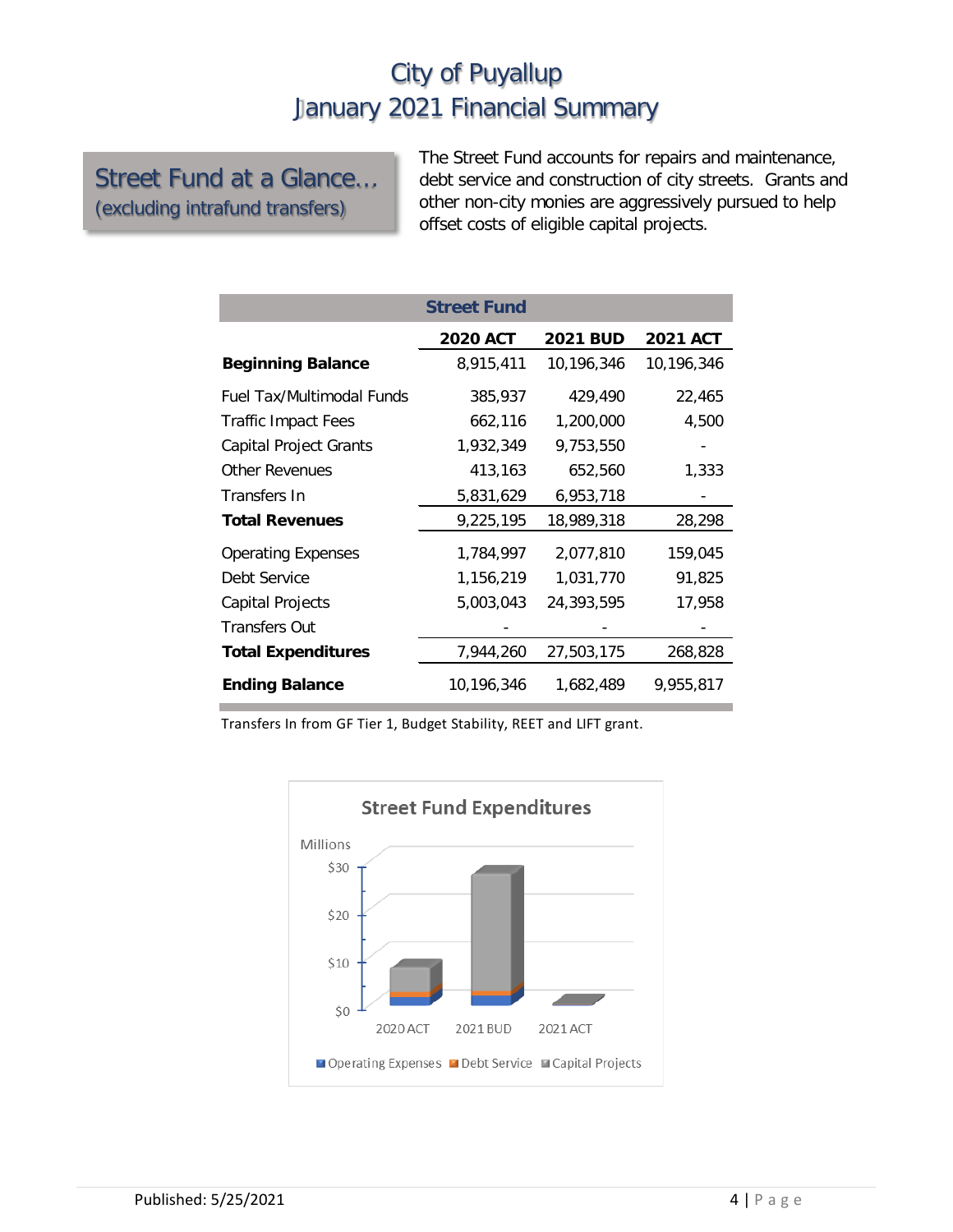# City of Puyallup
# January 2021 Financial Summary

## Street Fund at a Glance…
(excluding intrafund transfers)

The Street Fund accounts for repairs and maintenance, debt service and construction of city streets. Grants and other non-city monies are aggressively pursued to help offset costs of eligible capital projects.

| Street Fund | 2020 ACT | 2021 BUD | 2021 ACT |
|---|---|---|---|
| **Beginning Balance** | 8,915,411 | 10,196,346 | 10,196,346 |
| Fuel Tax/Multimodal Funds | 385,937 | 429,490 | 22,465 |
| Traffic Impact Fees | 662,116 | 1,200,000 | 4,500 |
| Capital Project Grants | 1,932,349 | 9,753,550 | - |
| Other Revenues | 413,163 | 652,560 | 1,333 |
| Transfers In | 5,831,629 | 6,953,718 | - |
| **Total Revenues** | 9,225,195 | 18,989,318 | 28,298 |
| Operating Expenses | 1,784,997 | 2,077,810 | 159,045 |
| Debt Service | 1,156,219 | 1,031,770 | 91,825 |
| Capital Projects | 5,003,043 | 24,393,595 | 17,958 |
| Transfers Out | - | - | - |
| **Total Expenditures** | 7,944,260 | 27,503,175 | 268,828 |
| **Ending Balance** | 10,196,346 | 1,682,489 | 9,955,817 |

Transfers In from GF Tier 1, Budget Stability, REET and LIFT grant.

**Street Fund Expenditures**

Millions: $30, $20, $10, $0

2020 ACT, 2021 BUD, 2021 ACT

Operating Expenses, Debt Service, Capital Projects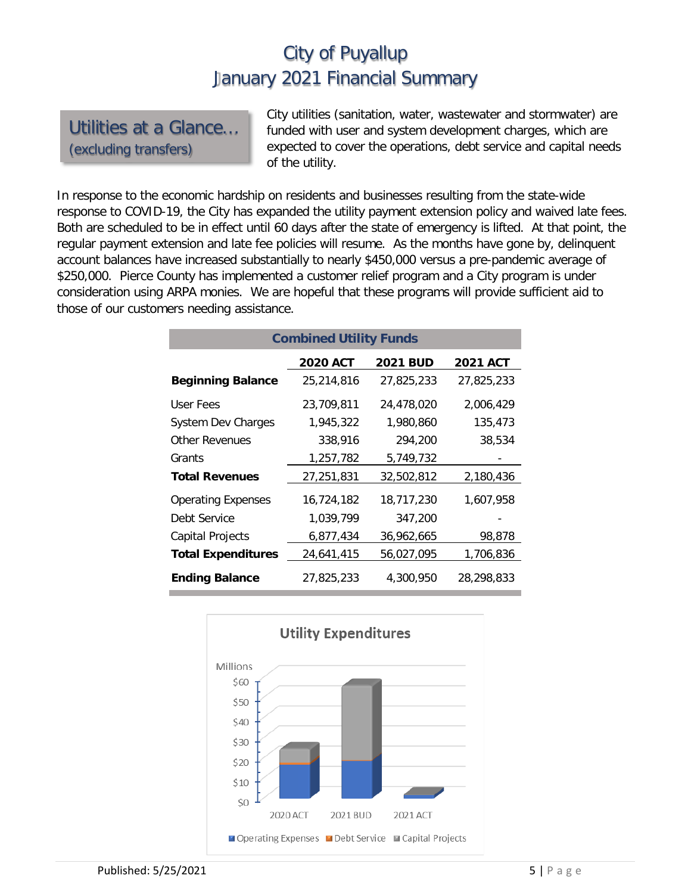# City of Puyallup
## January 2021 Financial Summary

### Utilities at a Glance…
*(excluding transfers)*

City utilities (sanitation, water, wastewater and stormwater) are funded with user and system development charges, which are expected to cover the operations, debt service and capital needs of the utility.

In response to the economic hardship on residents and businesses resulting from the state-wide response to COVID-19, the City has expanded the utility payment extension policy and waived late fees. Both are scheduled to be in effect until 60 days after the state of emergency is lifted. At that point, the regular payment extension and late fee policies will resume. As the months have gone by, delinquent account balances have increased substantially to nearly $450,000 versus a pre-pandemic average of $250,000. Pierce County has implemented a customer relief program and a City program is under consideration using ARPA monies. We are hopeful that these programs will provide sufficient aid to those of our customers needing assistance.

**Combined Utility Funds**

| | 2020 ACT | 2021 BUD | 2021 ACT |
|---|---|---|---|
| **Beginning Balance** | 25,214,816 | 27,825,233 | 27,825,233 |
| User Fees | 23,709,811 | 24,478,020 | 2,006,429 |
| System Dev Charges | 1,945,322 | 1,980,860 | 135,473 |
| Other Revenues | 338,916 | 294,200 | 38,534 |
| Grants | 1,257,782 | 5,749,732 | - |
| **Total Revenues** | 27,251,831 | 32,502,812 | 2,180,436 |
| Operating Expenses | 16,724,182 | 18,717,230 | 1,607,958 |
| Debt Service | 1,039,799 | 347,200 | - |
| Capital Projects | 6,877,434 | 36,962,665 | 98,878 |
| **Total Expenditures** | 24,641,415 | 56,027,095 | 1,706,836 |
| **Ending Balance** | 27,825,233 | 4,300,950 | 28,298,833 |

**Utility Expenditures**

Millions

| | Operating Expenses | Debt Service | Capital Projects |
|---|---|---|---|
| 2020 ACT | 16,724,182 | 1,039,799 | 6,877,434 |
| 2021 BUD | 18,717,230 | 347,200 | 36,962,665 |
| 2021 ACT | 1,607,958 | - | 98,878 |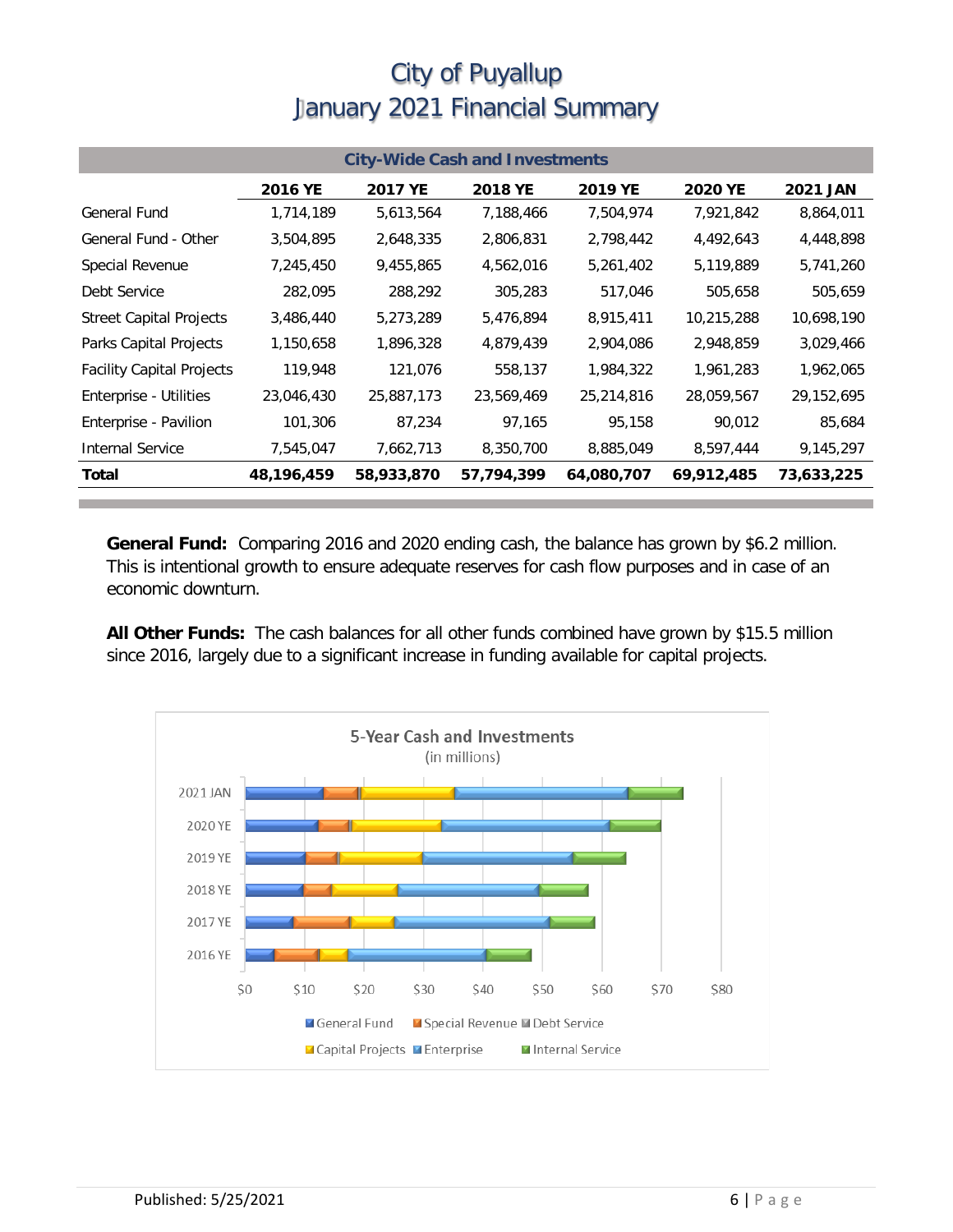# City of Puyallup
# January 2021 Financial Summary

| City-Wide Cash and Investments | | | | | | |
|---|---|---|---|---|---|---|
| | 2016 YE | 2017 YE | 2018 YE | 2019 YE | 2020 YE | 2021 JAN |
| General Fund | 1,714,189 | 5,613,564 | 7,188,466 | 7,504,974 | 7,921,842 | 8,864,011 |
| General Fund - Other | 3,504,895 | 2,648,335 | 2,806,831 | 2,798,442 | 4,492,643 | 4,448,898 |
| Special Revenue | 7,245,450 | 9,455,865 | 4,562,016 | 5,261,402 | 5,119,889 | 5,741,260 |
| Debt Service | 282,095 | 288,292 | 305,283 | 517,046 | 505,658 | 505,659 |
| Street Capital Projects | 3,486,440 | 5,273,289 | 5,476,894 | 8,915,411 | 10,215,288 | 10,698,190 |
| Parks Capital Projects | 1,150,658 | 1,896,328 | 4,879,439 | 2,904,086 | 2,948,859 | 3,029,466 |
| Facility Capital Projects | 119,948 | 121,076 | 558,137 | 1,984,322 | 1,961,283 | 1,962,065 |
| Enterprise - Utilities | 23,046,430 | 25,887,173 | 23,569,469 | 25,214,816 | 28,059,567 | 29,152,695 |
| Enterprise - Pavilion | 101,306 | 87,234 | 97,165 | 95,158 | 90,012 | 85,684 |
| Internal Service | 7,545,047 | 7,662,713 | 8,350,700 | 8,885,049 | 8,597,444 | 9,145,297 |
| **Total** | **48,196,459** | **58,933,870** | **57,794,399** | **64,080,707** | **69,912,485** | **73,633,225** |

**General Fund:** Comparing 2016 and 2020 ending cash, the balance has grown by $6.2 million. This is intentional growth to ensure adequate reserves for cash flow purposes and in case of an economic downturn.

**All Other Funds:** The cash balances for all other funds combined have grown by $15.5 million since 2016, largely due to a significant increase in funding available for capital projects.

**5-Year Cash and Investments**
(in millions)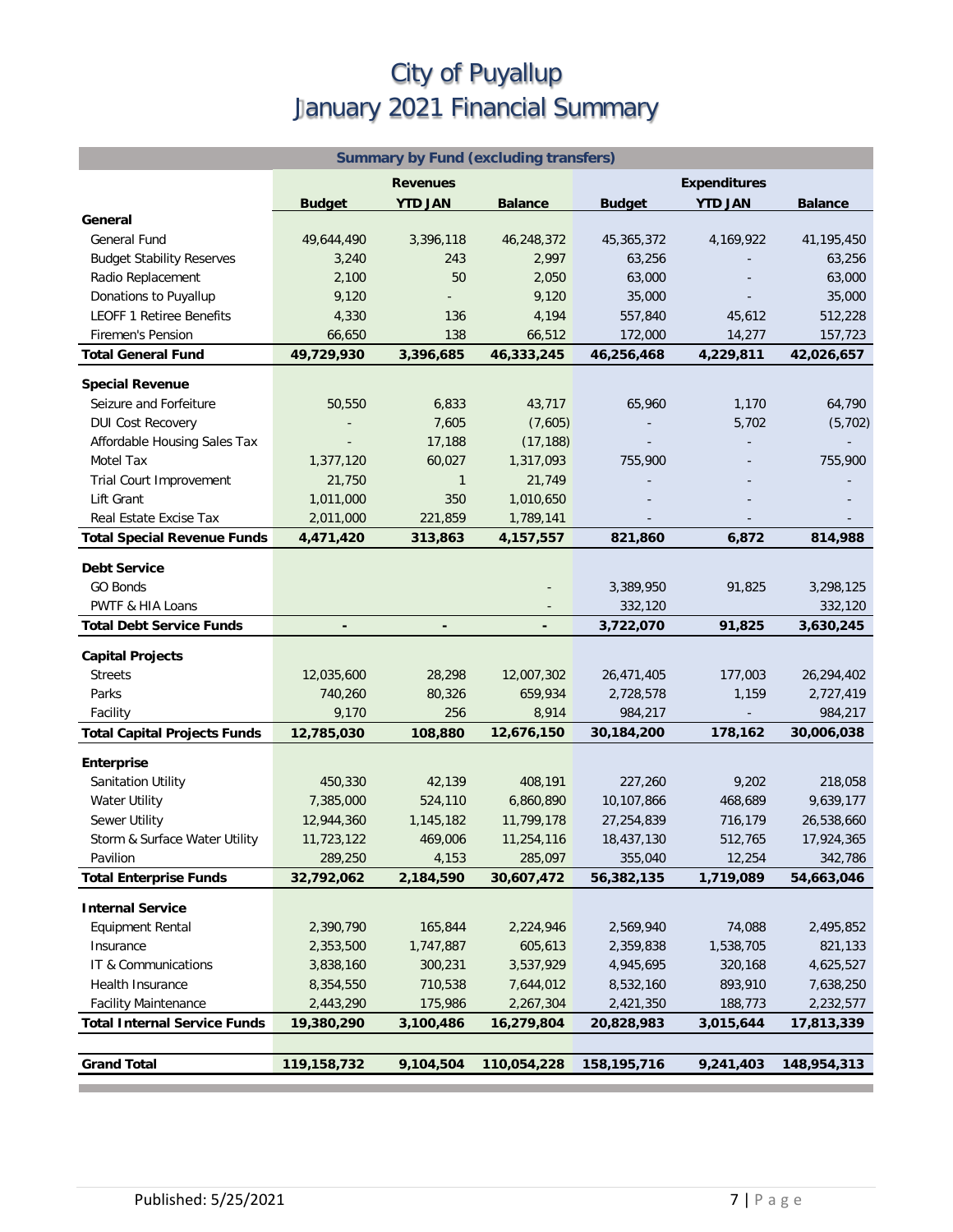# City of Puyallup
# January 2021 Financial Summary

| Summary by Fund (excluding transfers) | | | | | | |
|---|---|---|---|---|---|---|
| | Revenues | | | Expenditures | | |
| | **Budget** | **YTD JAN** | **Balance** | **Budget** | **YTD JAN** | **Balance** |
| **General** | | | | | | |
| General Fund | 49,644,490 | 3,396,118 | 46,248,372 | 45,365,372 | 4,169,922 | 41,195,450 |
| Budget Stability Reserves | 3,240 | 243 | 2,997 | 63,256 | - | 63,256 |
| Radio Replacement | 2,100 | 50 | 2,050 | 63,000 | - | 63,000 |
| Donations to Puyallup | 9,120 | - | 9,120 | 35,000 | - | 35,000 |
| LEOFF 1 Retiree Benefits | 4,330 | 136 | 4,194 | 557,840 | 45,612 | 512,228 |
| Firemen's Pension | 66,650 | 138 | 66,512 | 172,000 | 14,277 | 157,723 |
| **Total General Fund** | **49,729,930** | **3,396,685** | **46,333,245** | **46,256,468** | **4,229,811** | **42,026,657** |
| **Special Revenue** | | | | | | |
| Seizure and Forfeiture | 50,550 | 6,833 | 43,717 | 65,960 | 1,170 | 64,790 |
| DUI Cost Recovery | - | 7,605 | (7,605) | - | 5,702 | (5,702) |
| Affordable Housing Sales Tax | - | 17,188 | (17,188) | - | - | - |
| Motel Tax | 1,377,120 | 60,027 | 1,317,093 | 755,900 | - | 755,900 |
| Trial Court Improvement | 21,750 | 1 | 21,749 | - | - | - |
| Lift Grant | 1,011,000 | 350 | 1,010,650 | - | - | - |
| Real Estate Excise Tax | 2,011,000 | 221,859 | 1,789,141 | - | - | - |
| **Total Special Revenue Funds** | **4,471,420** | **313,863** | **4,157,557** | **821,860** | **6,872** | **814,988** |
| **Debt Service** | | | | | | |
| GO Bonds | | | - | 3,389,950 | 91,825 | 3,298,125 |
| PWTF & HIA Loans | | | - | 332,120 | | 332,120 |
| **Total Debt Service Funds** | **-** | **-** | **-** | **3,722,070** | **91,825** | **3,630,245** |
| **Capital Projects** | | | | | | |
| Streets | 12,035,600 | 28,298 | 12,007,302 | 26,471,405 | 177,003 | 26,294,402 |
| Parks | 740,260 | 80,326 | 659,934 | 2,728,578 | 1,159 | 2,727,419 |
| Facility | 9,170 | 256 | 8,914 | 984,217 | - | 984,217 |
| **Total Capital Projects Funds** | **12,785,030** | **108,880** | **12,676,150** | **30,184,200** | **178,162** | **30,006,038** |
| **Enterprise** | | | | | | |
| Sanitation Utility | 450,330 | 42,139 | 408,191 | 227,260 | 9,202 | 218,058 |
| Water Utility | 7,385,000 | 524,110 | 6,860,890 | 10,107,866 | 468,689 | 9,639,177 |
| Sewer Utility | 12,944,360 | 1,145,182 | 11,799,178 | 27,254,839 | 716,179 | 26,538,660 |
| Storm & Surface Water Utility | 11,723,122 | 469,006 | 11,254,116 | 18,437,130 | 512,765 | 17,924,365 |
| Pavilion | 289,250 | 4,153 | 285,097 | 355,040 | 12,254 | 342,786 |
| **Total Enterprise Funds** | **32,792,062** | **2,184,590** | **30,607,472** | **56,382,135** | **1,719,089** | **54,663,046** |
| **Internal Service** | | | | | | |
| Equipment Rental | 2,390,790 | 165,844 | 2,224,946 | 2,569,940 | 74,088 | 2,495,852 |
| Insurance | 2,353,500 | 1,747,887 | 605,613 | 2,359,838 | 1,538,705 | 821,133 |
| IT & Communications | 3,838,160 | 300,231 | 3,537,929 | 4,945,695 | 320,168 | 4,625,527 |
| Health Insurance | 8,354,550 | 710,538 | 7,644,012 | 8,532,160 | 893,910 | 7,638,250 |
| Facility Maintenance | 2,443,290 | 175,986 | 2,267,304 | 2,421,350 | 188,773 | 2,232,577 |
| **Total Internal Service Funds** | **19,380,290** | **3,100,486** | **16,279,804** | **20,828,983** | **3,015,644** | **17,813,339** |
| **Grand Total** | **119,158,732** | **9,104,504** | **110,054,228** | **158,195,716** | **9,241,403** | **148,954,313** |

Published: 5/25/2021